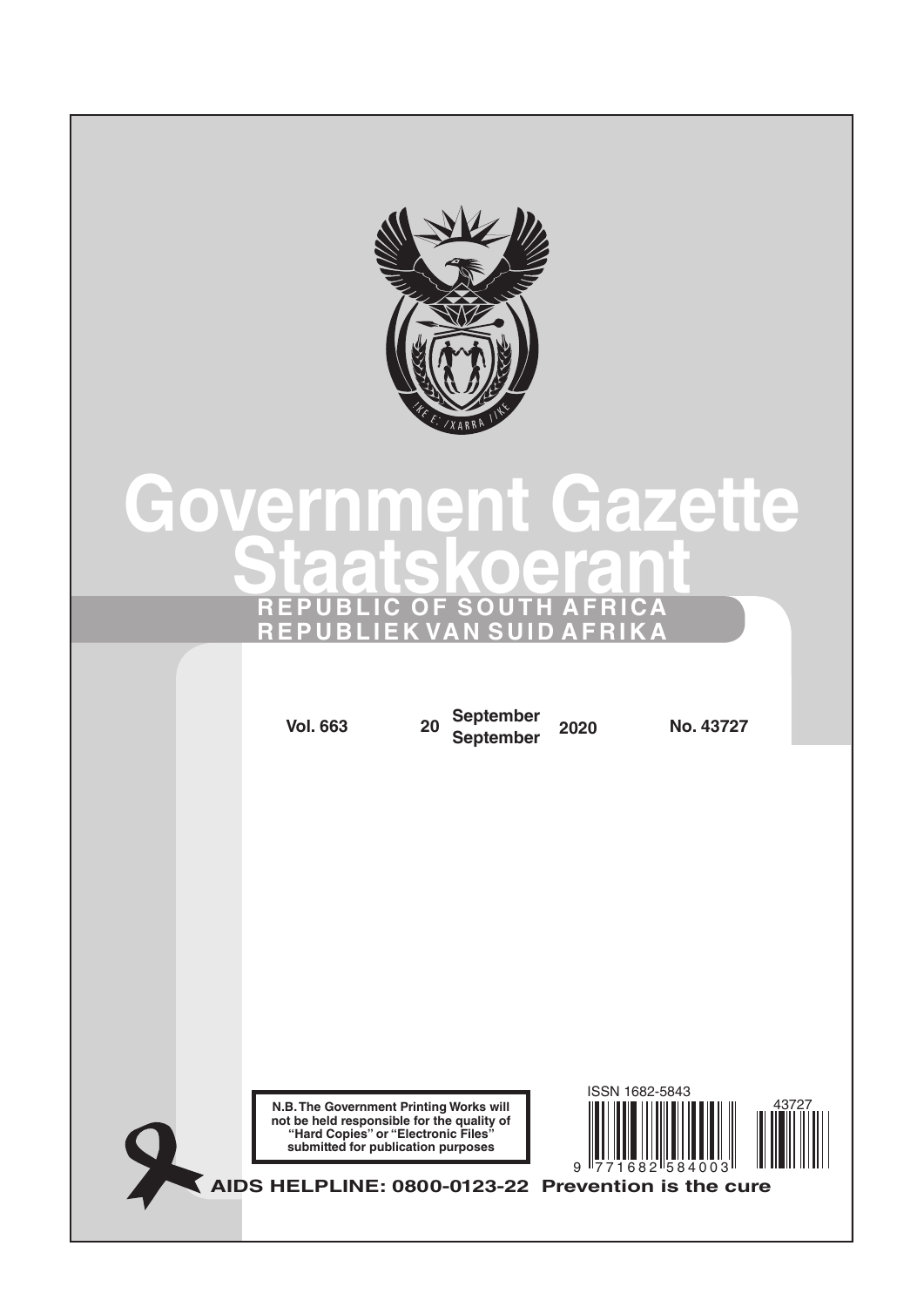# Government Gazette
# Staatskoerant

**REPUBLIC OF SOUTH AFRICA**
**REPUBLIEK VAN SUID AFRIKA**

**Vol. 663** | **20** **September September** **2020** | **No. 43727**

**N.B. The Government Printing Works will not be held responsible for the quality of "Hard Copies" or "Electronic Files" submitted for publication purposes**

ISSN 1682-5843

**AIDS HELPLINE: 0800-0123-22 Prevention is the cure**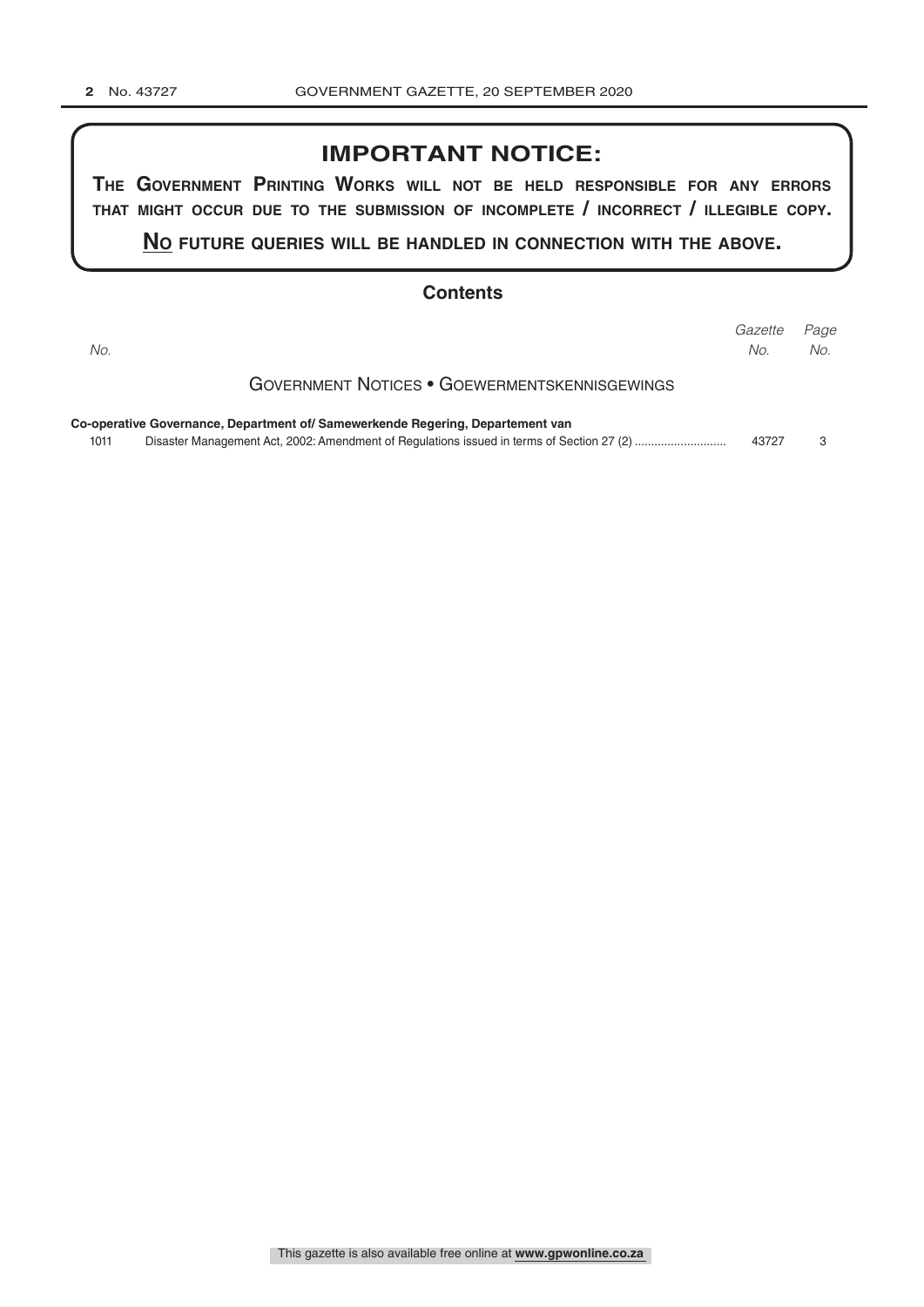## IMPORTANT NOTICE:

**THE GOVERNMENT PRINTING WORKS WILL NOT BE HELD RESPONSIBLE FOR ANY ERRORS THAT MIGHT OCCUR DUE TO THE SUBMISSION OF INCOMPLETE / INCORRECT / ILLEGIBLE COPY.**

**NO FUTURE QUERIES WILL BE HANDLED IN CONNECTION WITH THE ABOVE.**

## Contents

| *No.* | | *Gazette No.* | *Page No.* |
|---|---|---|---|
| | GOVERNMENT NOTICES • GOEWERMENTSKENNISGEWINGS | | |
| | **Co-operative Governance, Department of/ Samewerkende Regering, Departement van** | | |
| 1011 | Disaster Management Act, 2002: Amendment of Regulations issued in terms of Section 27 (2) ........................... | 43727 | 3 |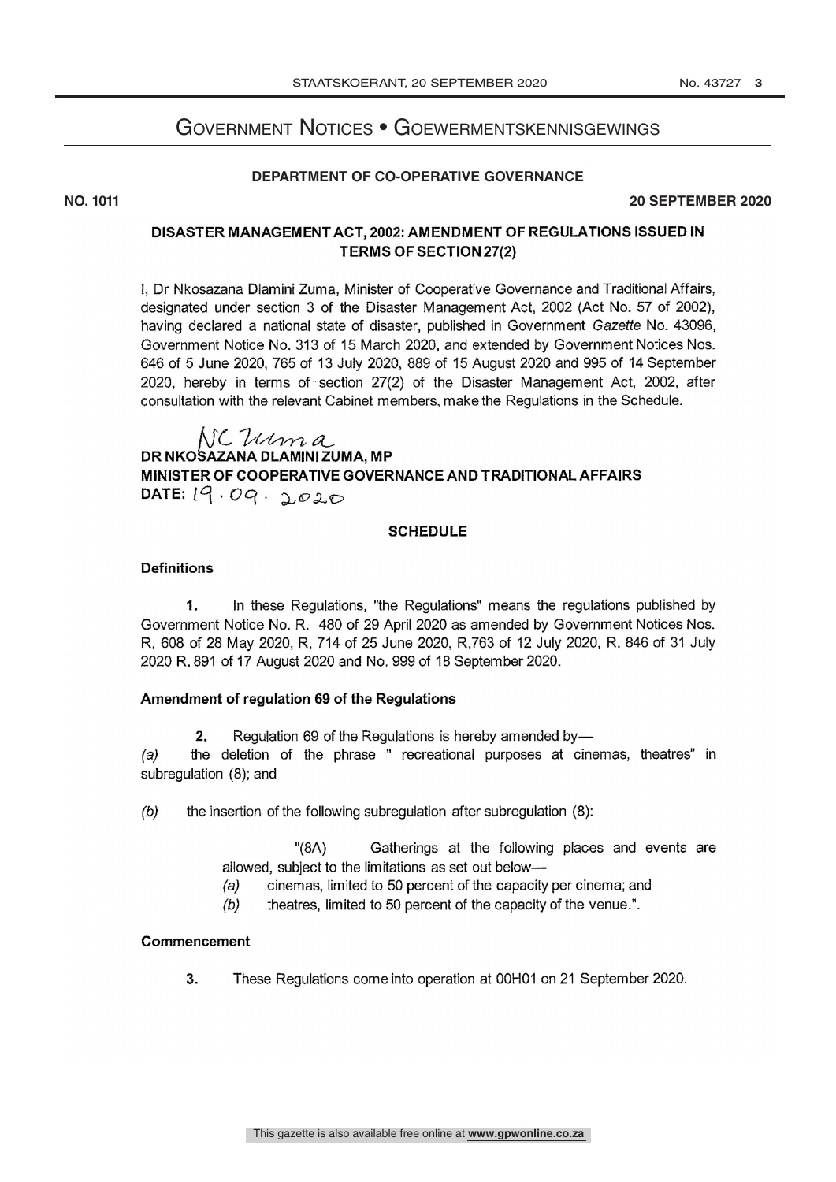# Government Notices • Goewermentskennisgewings

**DEPARTMENT OF CO-OPERATIVE GOVERNANCE**

**NO. 1011** **20 SEPTEMBER 2020**

## DISASTER MANAGEMENT ACT, 2002: AMENDMENT OF REGULATIONS ISSUED IN TERMS OF SECTION 27(2)

I, Dr Nkosazana Dlamini Zuma, Minister of Cooperative Governance and Traditional Affairs, designated under section 3 of the Disaster Management Act, 2002 (Act No. 57 of 2002), having declared a national state of disaster, published in Government *Gazette* No. 43096, Government Notice No. 313 of 15 March 2020, and extended by Government Notices Nos. 646 of 5 June 2020, 765 of 13 July 2020, 889 of 15 August 2020 and 995 of 14 September 2020, hereby in terms of section 27(2) of the Disaster Management Act, 2002, after consultation with the relevant Cabinet members, make the Regulations in the Schedule.

NC Zuma
**DR NKOSAZANA DLAMINI ZUMA, MP**
**MINISTER OF COOPERATIVE GOVERNANCE AND TRADITIONAL AFFAIRS**
**DATE:** 19 . 09 . 2020

### SCHEDULE

**Definitions**

**1.** In these Regulations, "the Regulations" means the regulations published by Government Notice No. R. 480 of 29 April 2020 as amended by Government Notices Nos. R. 608 of 28 May 2020, R. 714 of 25 June 2020, R.763 of 12 July 2020, R. 846 of 31 July 2020 R. 891 of 17 August 2020 and No. 999 of 18 September 2020.

**Amendment of regulation 69 of the Regulations**

**2.** Regulation 69 of the Regulations is hereby amended by—

*(a)* the deletion of the phrase " recreational purposes at cinemas, theatres" in subregulation (8); and

*(b)* the insertion of the following subregulation after subregulation (8):

> "(8A) Gatherings at the following places and events are allowed, subject to the limitations as set out below—
>
> *(a)* cinemas, limited to 50 percent of the capacity per cinema; and
>
> *(b)* theatres, limited to 50 percent of the capacity of the venue.".

**Commencement**

**3.** These Regulations come into operation at 00H01 on 21 September 2020.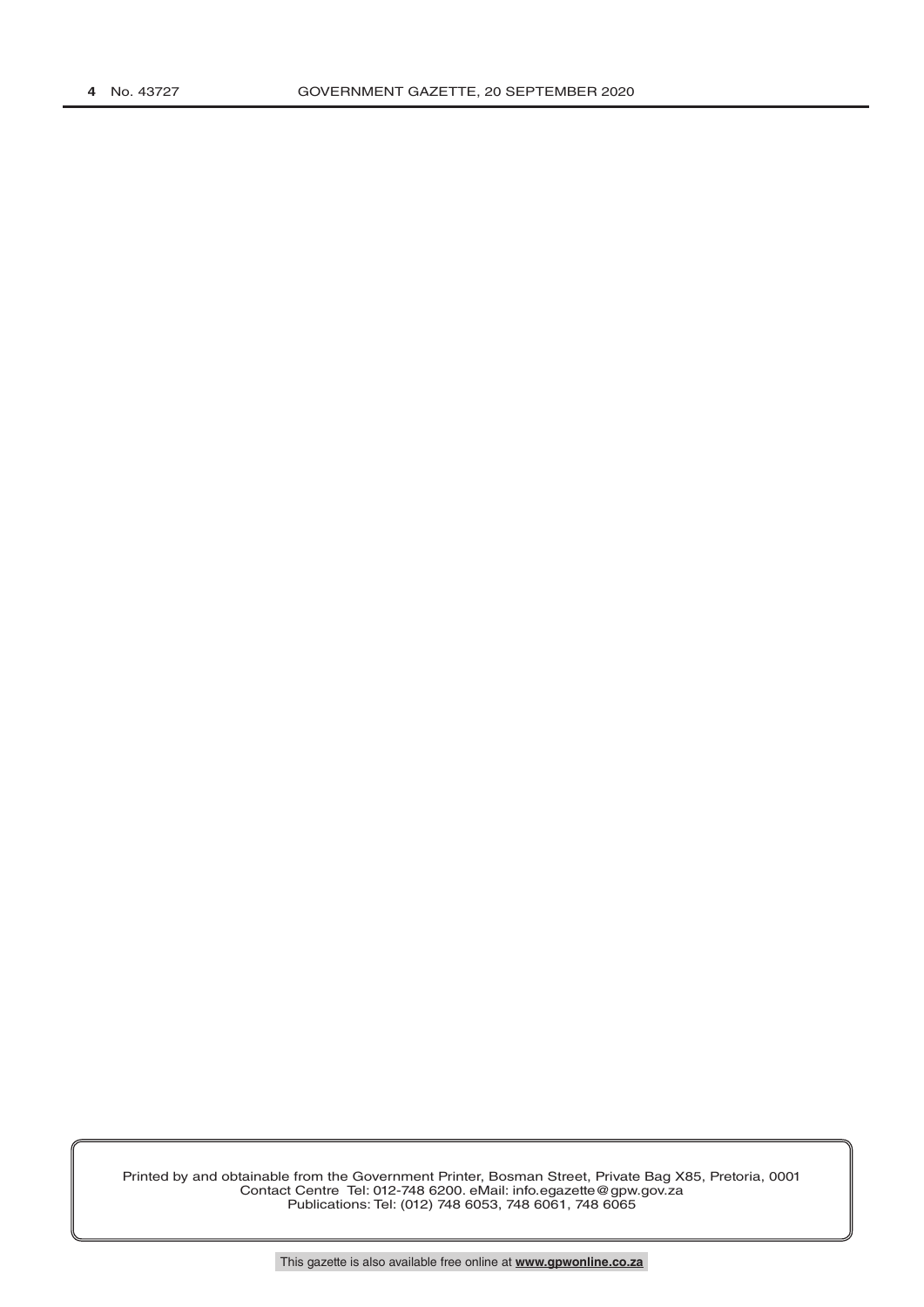Printed by and obtainable from the Government Printer, Bosman Street, Private Bag X85, Pretoria, 0001
Contact Centre Tel: 012-748 6200. eMail: info.egazette@gpw.gov.za
Publications: Tel: (012) 748 6053, 748 6061, 748 6065